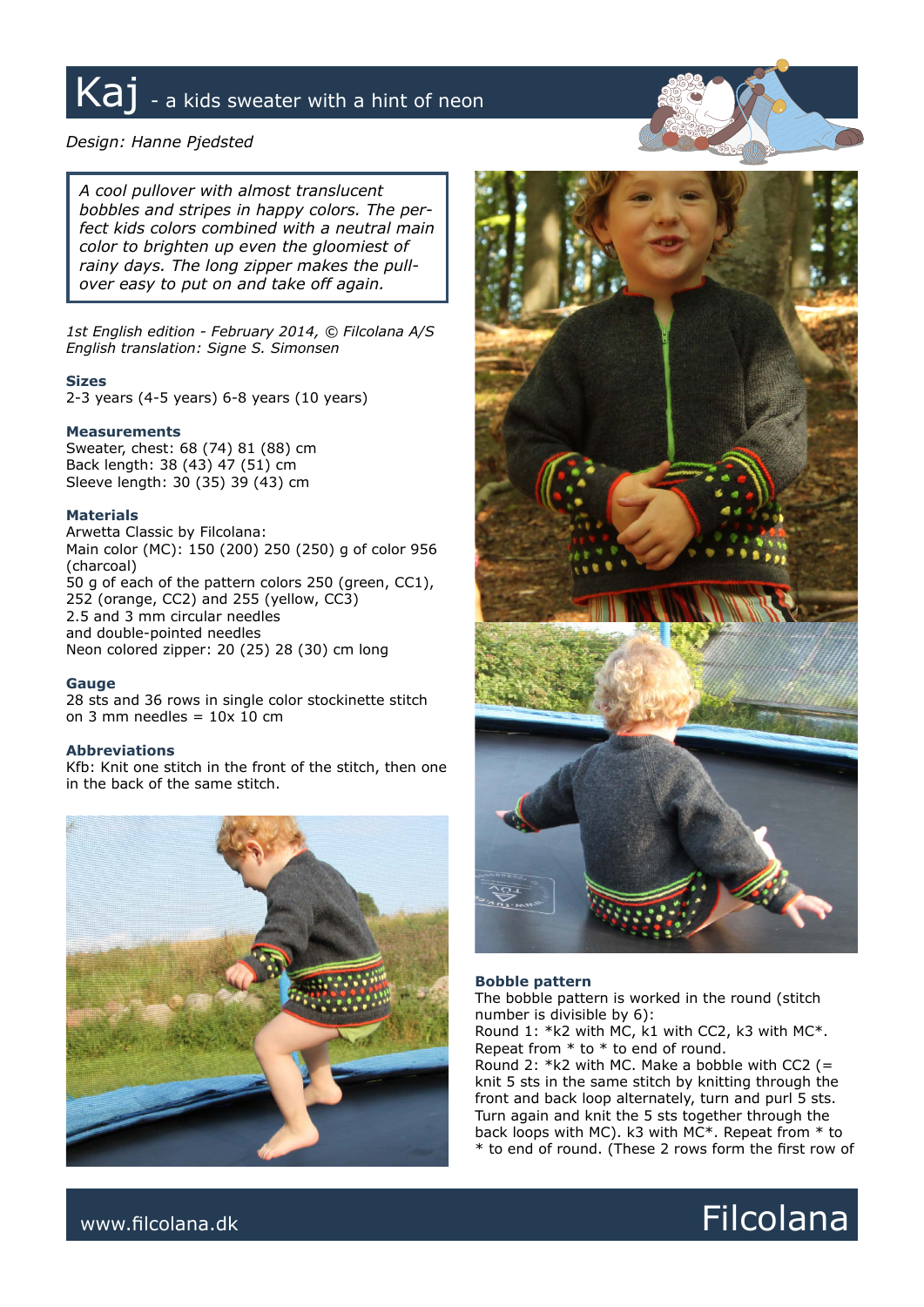# Kaj - a kids sweater with a hint of neon

*Design: Hanne Pjedsted*

> *A cool pullover with almost translucent bobbles and stripes in happy colors. The perfect kids colors combined with a neutral main color to brighten up even the gloomiest of rainy days. The long zipper makes the pullover easy to put on and take off again.*

*1st English edition - February 2014, © Filcolana A/S*
*English translation: Signe S. Simonsen*

### Sizes

2-3 years (4-5 years) 6-8 years (10 years)

### Measurements

Sweater, chest: 68 (74) 81 (88) cm
Back length: 38 (43) 47 (51) cm
Sleeve length: 30 (35) 39 (43) cm

### Materials

Arwetta Classic by Filcolana:
Main color (MC): 150 (200) 250 (250) g of color 956 (charcoal)
50 g of each of the pattern colors 250 (green, CC1), 252 (orange, CC2) and 255 (yellow, CC3)
2.5 and 3 mm circular needles
and double-pointed needles
Neon colored zipper: 20 (25) 28 (30) cm long

### Gauge

28 sts and 36 rows in single color stockinette stitch on 3 mm needles = 10x 10 cm

### Abbreviations

Kfb: Knit one stitch in the front of the stitch, then one in the back of the same stitch.

### Bobble pattern

The bobble pattern is worked in the round (stitch number is divisible by 6):
Round 1: *k2 with MC, k1 with CC2, k3 with MC*. Repeat from * to * to end of round.
Round 2: *k2 with MC. Make a bobble with CC2 (= knit 5 sts in the same stitch by knitting through the front and back loop alternately, turn and purl 5 sts. Turn again and knit the 5 sts together through the back loops with MC). k3 with MC*. Repeat from * to * to end of round. (These 2 rows form the first row of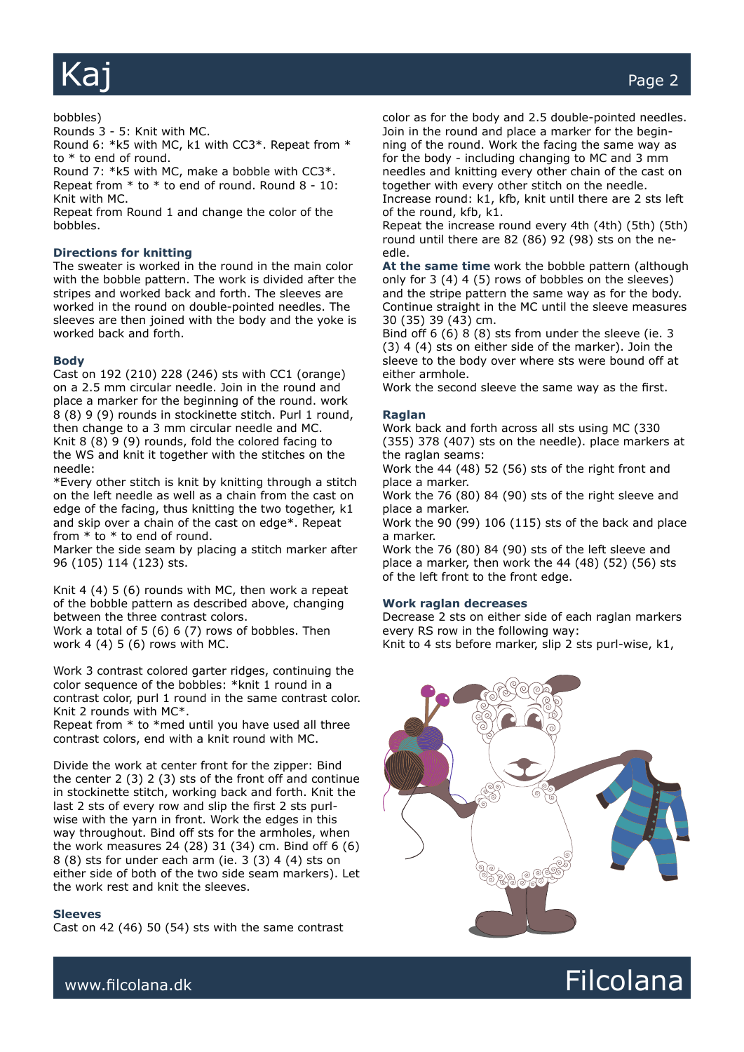bobbles)
Rounds 3 - 5: Knit with MC.
Round 6: *k5 with MC, k1 with CC3*. Repeat from * to * to end of round.
Round 7: *k5 with MC, make a bobble with CC3*. Repeat from * to * to end of round. Round 8 - 10: Knit with MC.
Repeat from Round 1 and change the color of the bobbles.

### Directions for knitting

The sweater is worked in the round in the main color with the bobble pattern. The work is divided after the stripes and worked back and forth. The sleeves are worked in the round on double-pointed needles. The sleeves are then joined with the body and the yoke is worked back and forth.

### Body

Cast on 192 (210) 228 (246) sts with CC1 (orange) on a 2.5 mm circular needle. Join in the round and place a marker for the beginning of the round. work 8 (8) 9 (9) rounds in stockinette stitch. Purl 1 round, then change to a 3 mm circular needle and MC.
Knit 8 (8) 9 (9) rounds, fold the colored facing to the WS and knit it together with the stitches on the needle:
*Every other stitch is knit by knitting through a stitch on the left needle as well as a chain from the cast on edge of the facing, thus knitting the two together, k1 and skip over a chain of the cast on edge*. Repeat from * to * to end of round.
Marker the side seam by placing a stitch marker after 96 (105) 114 (123) sts.

Knit 4 (4) 5 (6) rounds with MC, then work a repeat of the bobble pattern as described above, changing between the three contrast colors.
Work a total of 5 (6) 6 (7) rows of bobbles. Then work 4 (4) 5 (6) rows with MC.

Work 3 contrast colored garter ridges, continuing the color sequence of the bobbles: *knit 1 round in a contrast color, purl 1 round in the same contrast color. Knit 2 rounds with MC*.
Repeat from * to *med until you have used all three contrast colors, end with a knit round with MC.

Divide the work at center front for the zipper: Bind the center 2 (3) 2 (3) sts of the front off and continue in stockinette stitch, working back and forth. Knit the last 2 sts of every row and slip the first 2 sts purl-wise with the yarn in front. Work the edges in this way throughout. Bind off sts for the armholes, when the work measures 24 (28) 31 (34) cm. Bind off 6 (6) 8 (8) sts for under each arm (ie. 3 (3) 4 (4) sts on either side of both of the two side seam markers). Let the work rest and knit the sleeves.

### Sleeves

Cast on 42 (46) 50 (54) sts with the same contrast color as for the body and 2.5 double-pointed needles. Join in the round and place a marker for the beginning of the round. Work the facing the same way as for the body - including changing to MC and 3 mm needles and knitting every other chain of the cast on together with every other stitch on the needle.
Increase round: k1, kfb, knit until there are 2 sts left of the round, kfb, k1.
Repeat the increase round every 4th (4th) (5th) (5th) round until there are 82 (86) 92 (98) sts on the needle.
**At the same time** work the bobble pattern (although only for 3 (4) 4 (5) rows of bobbles on the sleeves) and the stripe pattern the same way as for the body. Continue straight in the MC until the sleeve measures 30 (35) 39 (43) cm.
Bind off 6 (6) 8 (8) sts from under the sleeve (ie. 3 (3) 4 (4) sts on either side of the marker). Join the sleeve to the body over where sts were bound off at either armhole.
Work the second sleeve the same way as the first.

### Raglan

Work back and forth across all sts using MC (330 (355) 378 (407) sts on the needle). place markers at the raglan seams:
Work the 44 (48) 52 (56) sts of the right front and place a marker.
Work the 76 (80) 84 (90) sts of the right sleeve and place a marker.
Work the 90 (99) 106 (115) sts of the back and place a marker.
Work the 76 (80) 84 (90) sts of the left sleeve and place a marker, then work the 44 (48) (52) (56) sts of the left front to the front edge.

### Work raglan decreases

Decrease 2 sts on either side of each raglan markers every RS row in the following way:
Knit to 4 sts before marker, slip 2 sts purl-wise, k1,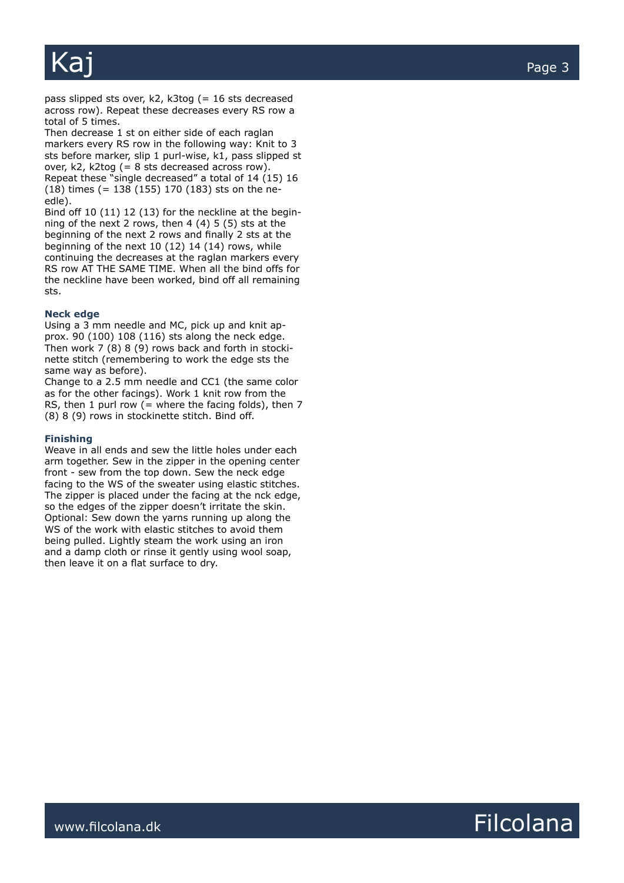pass slipped sts over, k2, k3tog (= 16 sts decreased across row). Repeat these decreases every RS row a total of 5 times.

Then decrease 1 st on either side of each raglan markers every RS row in the following way: Knit to 3 sts before marker, slip 1 purl-wise, k1, pass slipped st over, k2, k2tog (= 8 sts decreased across row). Repeat these "single decreased" a total of 14 (15) 16 (18) times (= 138 (155) 170 (183) sts on the needle).

Bind off 10 (11) 12 (13) for the neckline at the beginning of the next 2 rows, then 4 (4) 5 (5) sts at the beginning of the next 2 rows and finally 2 sts at the beginning of the next 10 (12) 14 (14) rows, while continuing the decreases at the raglan markers every RS row AT THE SAME TIME. When all the bind offs for the neckline have been worked, bind off all remaining sts.

### Neck edge

Using a 3 mm needle and MC, pick up and knit approx. 90 (100) 108 (116) sts along the neck edge. Then work 7 (8) 8 (9) rows back and forth in stockinette stitch (remembering to work the edge sts the same way as before).

Change to a 2.5 mm needle and CC1 (the same color as for the other facings). Work 1 knit row from the RS, then 1 purl row (= where the facing folds), then 7 (8) 8 (9) rows in stockinette stitch. Bind off.

### Finishing

Weave in all ends and sew the little holes under each arm together. Sew in the zipper in the opening center front - sew from the top down. Sew the neck edge facing to the WS of the sweater using elastic stitches. The zipper is placed under the facing at the nck edge, so the edges of the zipper doesn't irritate the skin. Optional: Sew down the yarns running up along the WS of the work with elastic stitches to avoid them being pulled. Lightly steam the work using an iron and a damp cloth or rinse it gently using wool soap, then leave it on a flat surface to dry.